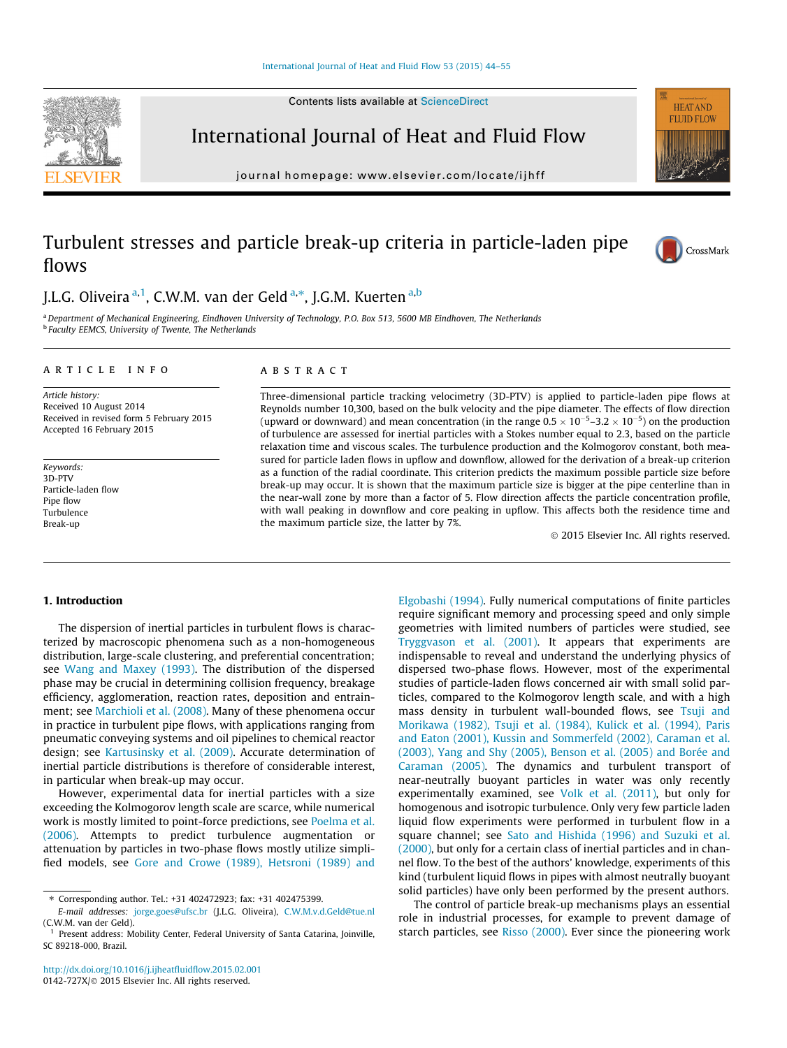# Turbulent stresses and particle break-up criteria in particle-laden pipe flows

J.L.G. Oliveira [a,1], C.W.M. van der Geld [a,*], J.G.M. Kuerten [a,b]

[a] Department of Mechanical Engineering, Eindhoven University of Technology, P.O. Box 513, 5600 MB Eindhoven, The Netherlands

[b] Faculty EEMCS, University of Twente, The Netherlands

## ARTICLE INFO

*Article history:*
Received 10 August 2014
Received in revised form 5 February 2015
Accepted 16 February 2015

*Keywords:*
3D-PTV
Particle-laden flow
Pipe flow
Turbulence
Break-up

## ABSTRACT

Three-dimensional particle tracking velocimetry (3D-PTV) is applied to particle-laden pipe flows at Reynolds number 10,300, based on the bulk velocity and the pipe diameter. The effects of flow direction (upward or downward) and mean concentration (in the range $0.5 \times 10^{-5}$–$3.2 \times 10^{-5}$) on the production of turbulence are assessed for inertial particles with a Stokes number equal to 2.3, based on the particle relaxation time and viscous scales. The turbulence production and the Kolmogorov constant, both measured for particle laden flows in upflow and downflow, allowed for the derivation of a break-up criterion as a function of the radial coordinate. This criterion predicts the maximum possible particle size before break-up may occur. It is shown that the maximum particle size is bigger at the pipe centerline than in the near-wall zone by more than a factor of 5. Flow direction affects the particle concentration profile, with wall peaking in downflow and core peaking in upflow. This affects both the residence time and the maximum particle size, the latter by 7%.

© 2015 Elsevier Inc. All rights reserved.

## 1. Introduction

The dispersion of inertial particles in turbulent flows is characterized by macroscopic phenomena such as a non-homogeneous distribution, large-scale clustering, and preferential concentration; see Wang and Maxey (1993). The distribution of the dispersed phase may be crucial in determining collision frequency, breakage efficiency, agglomeration, reaction rates, deposition and entrainment; see Marchioli et al. (2008). Many of these phenomena occur in practice in turbulent pipe flows, with applications ranging from pneumatic conveying systems and oil pipelines to chemical reactor design; see Kartusinsky et al. (2009). Accurate determination of inertial particle distributions is therefore of considerable interest, in particular when break-up may occur.

However, experimental data for inertial particles with a size exceeding the Kolmogorov length scale are scarce, while numerical work is mostly limited to point-force predictions, see Poelma et al. (2006). Attempts to predict turbulence augmentation or attenuation by particles in two-phase flows mostly utilize simplified models, see Gore and Crowe (1989), Hetsroni (1989) and Elgobashi (1994). Fully numerical computations of finite particles require significant memory and processing speed and only simple geometries with limited numbers of particles were studied, see Tryggvason et al. (2001). It appears that experiments are indispensable to reveal and understand the underlying physics of dispersed two-phase flows. However, most of the experimental studies of particle-laden flows concerned air with small solid particles, compared to the Kolmogorov length scale, and with a high mass density in turbulent wall-bounded flows, see Tsuji and Morikawa (1982), Tsuji et al. (1984), Kulick et al. (1994), Paris and Eaton (2001), Kussin and Sommerfeld (2002), Caraman et al. (2003), Yang and Shy (2005), Benson et al. (2005) and Borée and Caraman (2005). The dynamics and turbulent transport of near-neutrally buoyant particles in water was only recently experimentally examined, see Volk et al. (2011), but only for homogenous and isotropic turbulence. Only very few particle laden liquid flow experiments were performed in turbulent flow in a square channel; see Sato and Hishida (1996) and Suzuki et al. (2000), but only for a certain class of inertial particles and in channel flow. To the best of the authors' knowledge, experiments of this kind (turbulent liquid flows in pipes with almost neutrally buoyant solid particles) have only been performed by the present authors.

The control of particle break-up mechanisms plays an essential role in industrial processes, for example to prevent damage of starch particles, see Risso (2000). Ever since the pioneering work

* Corresponding author. Tel.: +31 402472923; fax: +31 402475399.
*E-mail addresses:* jorge.goes@ufsc.br (J.L.G. Oliveira), C.W.M.v.d.Geld@tue.nl (C.W.M. van der Geld).

[1] Present address: Mobility Center, Federal University of Santa Catarina, Joinville, SC 89218-000, Brazil.

http://dx.doi.org/10.1016/j.ijheatfluidflow.2015.02.001
0142-727X/© 2015 Elsevier Inc. All rights reserved.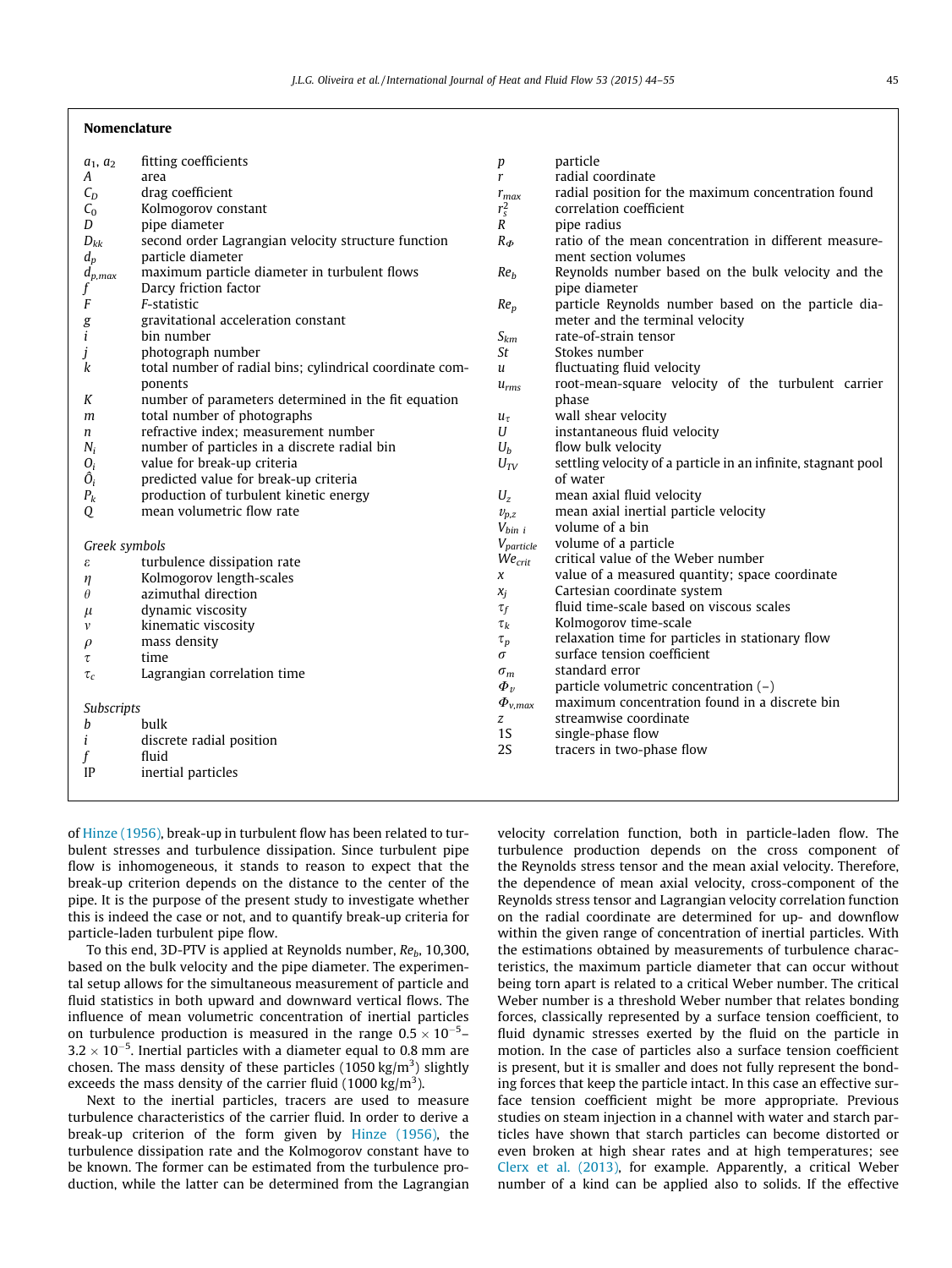## Nomenclature

| | |
|---|---|
| $a_1$, $a_2$ | fitting coefficients |
| $A$ | area |
| $C_D$ | drag coefficient |
| $C_0$ | Kolmogorov constant |
| $D$ | pipe diameter |
| $D_{kk}$ | second order Lagrangian velocity structure function |
| $d_p$ | particle diameter |
| $d_{p,max}$ | maximum particle diameter in turbulent flows |
| $f$ | Darcy friction factor |
| $F$ | *F*-statistic |
| $g$ | gravitational acceleration constant |
| $i$ | bin number |
| $j$ | photograph number |
| $k$ | total number of radial bins; cylindrical coordinate components |
| $K$ | number of parameters determined in the fit equation |
| $m$ | total number of photographs |
| $n$ | refractive index; measurement number |
| $N_i$ | number of particles in a discrete radial bin |
| $O_i$ | value for break-up criteria |
| $\hat{O}_i$ | predicted value for break-up criteria |
| $P_k$ | production of turbulent kinetic energy |
| $Q$ | mean volumetric flow rate |
| $p$ | particle |
| $r$ | radial coordinate |
| $r_{max}$ | radial position for the maximum concentration found |
| $r_s^2$ | correlation coefficient |
| $R$ | pipe radius |
| $R_\Phi$ | ratio of the mean concentration in different measurement section volumes |
| $Re_b$ | Reynolds number based on the bulk velocity and the pipe diameter |
| $Re_p$ | particle Reynolds number based on the particle diameter and the terminal velocity |
| $S_{km}$ | rate-of-strain tensor |
| $St$ | Stokes number |
| $u$ | fluctuating fluid velocity |
| $u_{rms}$ | root-mean-square velocity of the turbulent carrier phase |
| $u_\tau$ | wall shear velocity |
| $U$ | instantaneous fluid velocity |
| $U_b$ | flow bulk velocity |
| $U_{TV}$ | settling velocity of a particle in an infinite, stagnant pool of water |
| $U_z$ | mean axial fluid velocity |
| $v_{p,z}$ | mean axial inertial particle velocity |
| $V_{bin\ i}$ | volume of a bin |
| $V_{particle}$ | volume of a particle |
| $We_{crit}$ | critical value of the Weber number |
| $x$ | value of a measured quantity; space coordinate |
| $x_j$ | Cartesian coordinate system |
| $\tau_f$ | fluid time-scale based on viscous scales |
| $\tau_k$ | Kolmogorov time-scale |
| $\tau_p$ | relaxation time for particles in stationary flow |
| $\sigma$ | surface tension coefficient |
| $\sigma_m$ | standard error |
| $\Phi_v$ | particle volumetric concentration (–) |
| $\Phi_{v,max}$ | maximum concentration found in a discrete bin |
| $z$ | streamwise coordinate |
| 1S | single-phase flow |
| 2S | tracers in two-phase flow |

*Greek symbols*

| | |
|---|---|
| $\varepsilon$ | turbulence dissipation rate |
| $\eta$ | Kolmogorov length-scales |
| $\theta$ | azimuthal direction |
| $\mu$ | dynamic viscosity |
| $\nu$ | kinematic viscosity |
| $\rho$ | mass density |
| $\tau$ | time |
| $\tau_c$ | Lagrangian correlation time |

*Subscripts*

| | |
|---|---|
| $b$ | bulk |
| $i$ | discrete radial position |
| $f$ | fluid |
| IP | inertial particles |

of Hinze (1956), break-up in turbulent flow has been related to turbulent stresses and turbulence dissipation. Since turbulent pipe flow is inhomogeneous, it stands to reason to expect that the break-up criterion depends on the distance to the center of the pipe. It is the purpose of the present study to investigate whether this is indeed the case or not, and to quantify break-up criteria for particle-laden turbulent pipe flow.

To this end, 3D-PTV is applied at Reynolds number, $Re_b$, 10,300, based on the bulk velocity and the pipe diameter. The experimental setup allows for the simultaneous measurement of particle and fluid statistics in both upward and downward vertical flows. The influence of mean volumetric concentration of inertial particles on turbulence production is measured in the range $0.5 \times 10^{-5}$–$3.2 \times 10^{-5}$. Inertial particles with a diameter equal to 0.8 mm are chosen. The mass density of these particles (1050 kg/m$^3$) slightly exceeds the mass density of the carrier fluid (1000 kg/m$^3$).

Next to the inertial particles, tracers are used to measure turbulence characteristics of the carrier fluid. In order to derive a break-up criterion of the form given by Hinze (1956), the turbulence dissipation rate and the Kolmogorov constant have to be known. The former can be estimated from the turbulence production, while the latter can be determined from the Lagrangian velocity correlation function, both in particle-laden flow. The turbulence production depends on the cross component of the Reynolds stress tensor and the mean axial velocity. Therefore, the dependence of mean axial velocity, cross-component of the Reynolds stress tensor and Lagrangian velocity correlation function on the radial coordinate are determined for up- and downflow within the given range of concentration of inertial particles. With the estimations obtained by measurements of turbulence characteristics, the maximum particle diameter that can occur without being torn apart is related to a critical Weber number. The critical Weber number is a threshold Weber number that relates bonding forces, classically represented by a surface tension coefficient, to fluid dynamic stresses exerted by the fluid on the particle in motion. In the case of particles also a surface tension coefficient is present, but it is smaller and does not fully represent the bonding forces that keep the particle intact. In this case an effective surface tension coefficient might be more appropriate. Previous studies on steam injection in a channel with water and starch particles have shown that starch particles can become distorted or even broken at high shear rates and at high temperatures; see Clerx et al. (2013), for example. Apparently, a critical Weber number of a kind can be applied also to solids. If the effective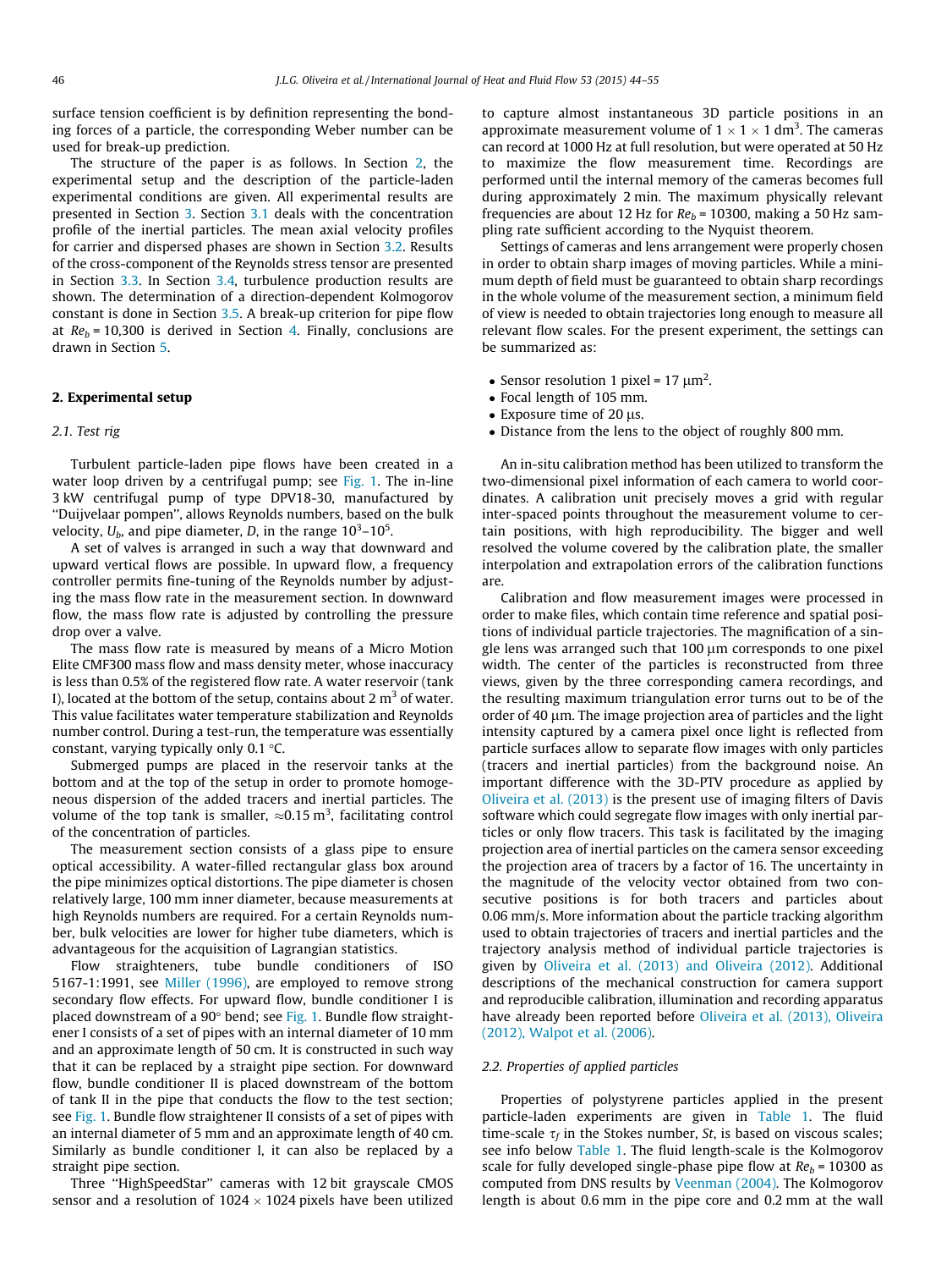surface tension coefficient is by definition representing the bonding forces of a particle, the corresponding Weber number can be used for break-up prediction.

The structure of the paper is as follows. In Section 2, the experimental setup and the description of the particle-laden experimental conditions are given. All experimental results are presented in Section 3. Section 3.1 deals with the concentration profile of the inertial particles. The mean axial velocity profiles for carrier and dispersed phases are shown in Section 3.2. Results of the cross-component of the Reynolds stress tensor are presented in Section 3.3. In Section 3.4, turbulence production results are shown. The determination of a direction-dependent Kolmogorov constant is done in Section 3.5. A break-up criterion for pipe flow at $Re_b = 10{,}300$ is derived in Section 4. Finally, conclusions are drawn in Section 5.

## 2. Experimental setup

### 2.1. Test rig

Turbulent particle-laden pipe flows have been created in a water loop driven by a centrifugal pump; see Fig. 1. The in-line 3 kW centrifugal pump of type DPV18-30, manufactured by "Duijvelaar pompen", allows Reynolds numbers, based on the bulk velocity, $U_b$, and pipe diameter, $D$, in the range $10^3$–$10^5$.

A set of valves is arranged in such a way that downward and upward vertical flows are possible. In upward flow, a frequency controller permits fine-tuning of the Reynolds number by adjusting the mass flow rate in the measurement section. In downward flow, the mass flow rate is adjusted by controlling the pressure drop over a valve.

The mass flow rate is measured by means of a Micro Motion Elite CMF300 mass flow and mass density meter, whose inaccuracy is less than 0.5% of the registered flow rate. A water reservoir (tank I), located at the bottom of the setup, contains about 2 $m^3$ of water. This value facilitates water temperature stabilization and Reynolds number control. During a test-run, the temperature was essentially constant, varying typically only 0.1 °C.

Submerged pumps are placed in the reservoir tanks at the bottom and at the top of the setup in order to promote homogeneous dispersion of the added tracers and inertial particles. The volume of the top tank is smaller, ≈0.15 $m^3$, facilitating control of the concentration of particles.

The measurement section consists of a glass pipe to ensure optical accessibility. A water-filled rectangular glass box around the pipe minimizes optical distortions. The pipe diameter is chosen relatively large, 100 mm inner diameter, because measurements at high Reynolds numbers are required. For a certain Reynolds number, bulk velocities are lower for higher tube diameters, which is advantageous for the acquisition of Lagrangian statistics.

Flow straighteners, tube bundle conditioners of ISO 5167-1:1991, see Miller (1996), are employed to remove strong secondary flow effects. For upward flow, bundle conditioner I is placed downstream of a 90° bend; see Fig. 1. Bundle flow straightener I consists of a set of pipes with an internal diameter of 10 mm and an approximate length of 50 cm. It is constructed in such way that it can be replaced by a straight pipe section. For downward flow, bundle conditioner II is placed downstream of the bottom of tank II in the pipe that conducts the flow to the test section; see Fig. 1. Bundle flow straightener II consists of a set of pipes with an internal diameter of 5 mm and an approximate length of 40 cm. Similarly as bundle conditioner I, it can also be replaced by a straight pipe section.

Three "HighSpeedStar" cameras with 12 bit grayscale CMOS sensor and a resolution of 1024 × 1024 pixels have been utilized to capture almost instantaneous 3D particle positions in an approximate measurement volume of 1 × 1 × 1 $dm^3$. The cameras can record at 1000 Hz at full resolution, but were operated at 50 Hz to maximize the flow measurement time. Recordings are performed until the internal memory of the cameras becomes full during approximately 2 min. The maximum physically relevant frequencies are about 12 Hz for $Re_b = 10300$, making a 50 Hz sampling rate sufficient according to the Nyquist theorem.

Settings of cameras and lens arrangement were properly chosen in order to obtain sharp images of moving particles. While a minimum depth of field must be guaranteed to obtain sharp recordings in the whole volume of the measurement section, a minimum field of view is needed to obtain trajectories long enough to measure all relevant flow scales. For the present experiment, the settings can be summarized as:

- Sensor resolution 1 pixel = 17 μ$m^2$.
- Focal length of 105 mm.
- Exposure time of 20 μs.
- Distance from the lens to the object of roughly 800 mm.

An in-situ calibration method has been utilized to transform the two-dimensional pixel information of each camera to world coordinates. A calibration unit precisely moves a grid with regular inter-spaced points throughout the measurement volume to certain positions, with high reproducibility. The bigger and well resolved the volume covered by the calibration plate, the smaller interpolation and extrapolation errors of the calibration functions are.

Calibration and flow measurement images were processed in order to make files, which contain time reference and spatial positions of individual particle trajectories. The magnification of a single lens was arranged such that 100 μm corresponds to one pixel width. The center of the particles is reconstructed from three views, given by the three corresponding camera recordings, and the resulting maximum triangulation error turns out to be of the order of 40 μm. The image projection area of particles and the light intensity captured by a camera pixel once light is reflected from particle surfaces allow to separate flow images with only particles (tracers and inertial particles) from the background noise. An important difference with the 3D-PTV procedure as applied by Oliveira et al. (2013) is the present use of imaging filters of Davis software which could segregate flow images with only inertial particles or only flow tracers. This task is facilitated by the imaging projection area of inertial particles on the camera sensor exceeding the projection area of tracers by a factor of 16. The uncertainty in the magnitude of the velocity vector obtained from two consecutive positions is for both tracers and particles about 0.06 mm/s. More information about the particle tracking algorithm used to obtain trajectories of tracers and inertial particles and the trajectory analysis method of individual particle trajectories is given by Oliveira et al. (2013) and Oliveira (2012). Additional descriptions of the mechanical construction for camera support and reproducible calibration, illumination and recording apparatus have already been reported before Oliveira et al. (2013), Oliveira (2012), Walpot et al. (2006).

### 2.2. Properties of applied particles

Properties of polystyrene particles applied in the present particle-laden experiments are given in Table 1. The fluid time-scale $\tau_f$ in the Stokes number, $St$, is based on viscous scales; see info below Table 1. The fluid length-scale is the Kolmogorov scale for fully developed single-phase pipe flow at $Re_b = 10300$ as computed from DNS results by Veenman (2004). The Kolmogorov length is about 0.6 mm in the pipe core and 0.2 mm at the wall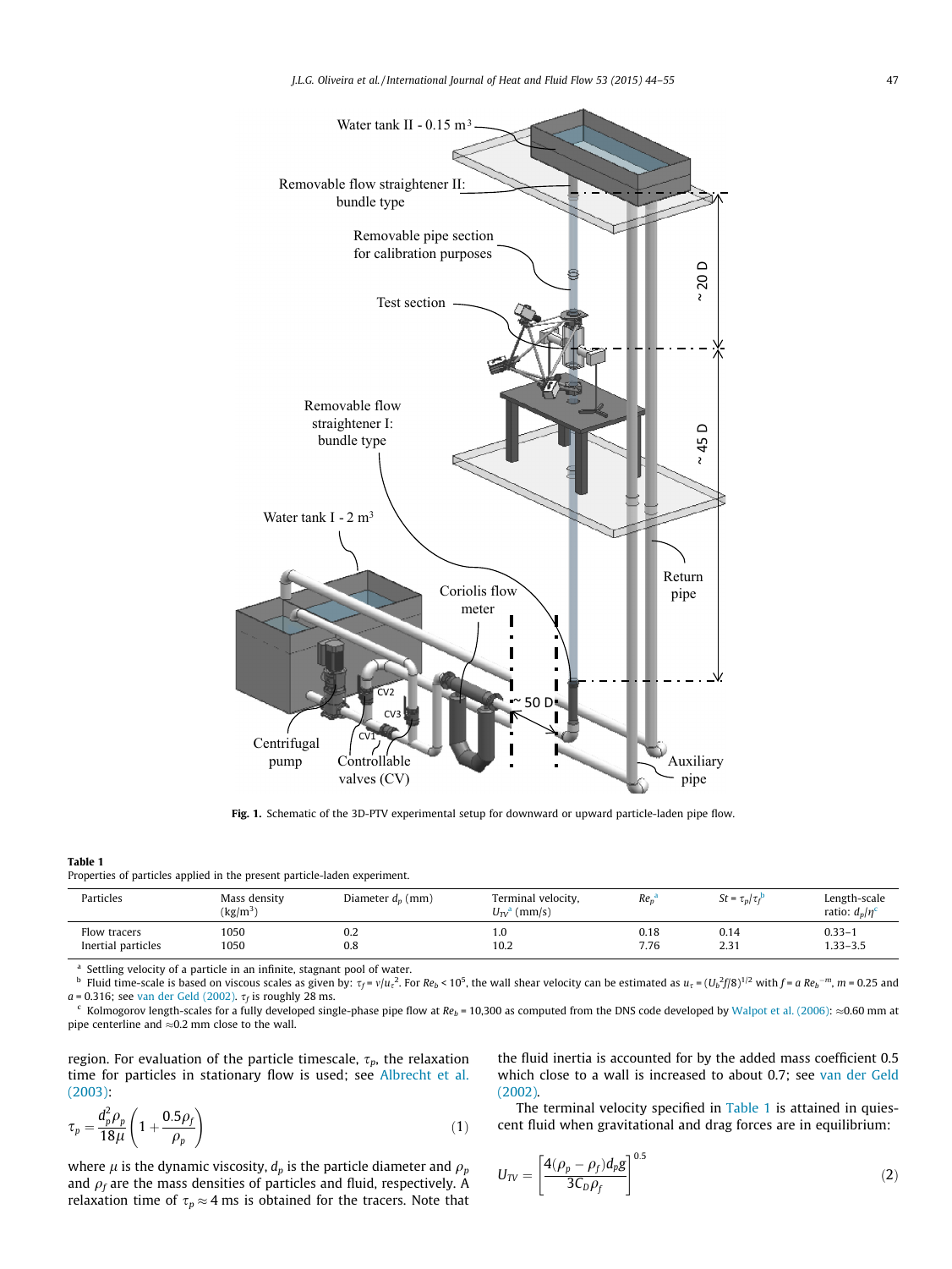**Fig. 1.** Schematic of the 3D-PTV experimental setup for downward or upward particle-laden pipe flow.

**Table 1**
Properties of particles applied in the present particle-laden experiment.

| Particles | Mass density (kg/m$^3$) | Diameter $d_p$ (mm) | Terminal velocity, $U_{TV}$[a] (mm/s) | $Re_p$[a] | $St = \tau_p/\tau_f$[b] | Length-scale ratio: $d_p/\eta$[c] |
|---|---|---|---|---|---|---|
| Flow tracers | 1050 | 0.2 | 1.0 | 0.18 | 0.14 | 0.33–1 |
| Inertial particles | 1050 | 0.8 | 10.2 | 7.76 | 2.31 | 1.33–3.5 |

[a] Settling velocity of a particle in an infinite, stagnant pool of water.

[b] Fluid time-scale is based on viscous scales as given by: $\tau_f = \nu/u_\tau^2$. For $Re_b < 10^5$, the wall shear velocity can be estimated as $u_\tau = (U_b^2 f/8)^{1/2}$ with $f = a\,Re_b^{-m}$, $m = 0.25$ and $a = 0.316$; see van der Geld (2002). $\tau_f$ is roughly 28 ms.

[c] Kolmogorov length-scales for a fully developed single-phase pipe flow at $Re_b = 10{,}300$ as computed from the DNS code developed by Walpot et al. (2006): ≈0.60 mm at pipe centerline and ≈0.2 mm close to the wall.

region. For evaluation of the particle timescale, $\tau_p$, the relaxation time for particles in stationary flow is used; see Albrecht et al. (2003):

$$\tau_p = \frac{d_p^2 \rho_p}{18\mu}\left(1 + \frac{0.5\rho_f}{\rho_p}\right) \tag{1}$$

where $\mu$ is the dynamic viscosity, $d_p$ is the particle diameter and $\rho_p$ and $\rho_f$ are the mass densities of particles and fluid, respectively. A relaxation time of $\tau_p \approx 4$ ms is obtained for the tracers. Note that the fluid inertia is accounted for by the added mass coefficient 0.5 which close to a wall is increased to about 0.7; see van der Geld (2002).

The terminal velocity specified in Table 1 is attained in quiescent fluid when gravitational and drag forces are in equilibrium:

$$U_{TV} = \left[\frac{4(\rho_p - \rho_f)d_p g}{3C_D \rho_f}\right]^{0.5} \tag{2}$$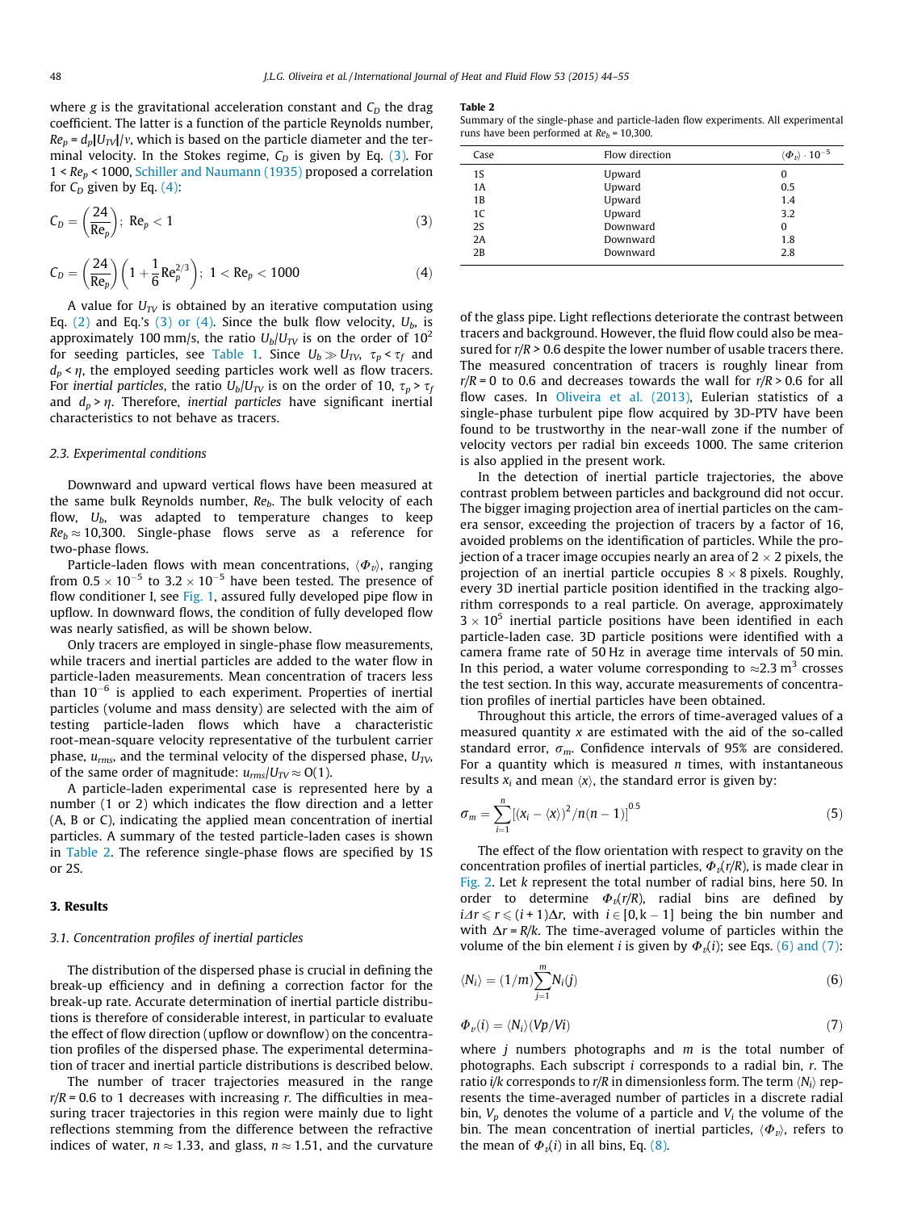where $g$ is the gravitational acceleration constant and $C_D$ the drag coefficient. The latter is a function of the particle Reynolds number, $Re_p = d_p|U_{TV}|/\nu$, which is based on the particle diameter and the terminal velocity. In the Stokes regime, $C_D$ is given by Eq. (3). For $1 < Re_p < 1000$, Schiller and Naumann (1935) proposed a correlation for $C_D$ given by Eq. (4):

$$C_D = \left(\frac{24}{\mathrm{Re}_p}\right);\ \mathrm{Re}_p < 1 \tag{3}$$

$$C_D = \left(\frac{24}{\mathrm{Re}_p}\right)\left(1 + \frac{1}{6}\mathrm{Re}_p^{2/3}\right);\ 1 < \mathrm{Re}_p < 1000 \tag{4}$$

A value for $U_{TV}$ is obtained by an iterative computation using Eq. (2) and Eq.'s (3) or (4). Since the bulk flow velocity, $U_b$, is approximately 100 mm/s, the ratio $U_b/U_{TV}$ is on the order of $10^2$ for seeding particles, see Table 1. Since $U_b \gg U_{TV}$, $\tau_p < \tau_f$ and $d_p < \eta$, the employed seeding particles work well as flow tracers. For *inertial particles*, the ratio $U_b/U_{TV}$ is on the order of 10, $\tau_p > \tau_f$ and $d_p > \eta$. Therefore, *inertial particles* have significant inertial characteristics to not behave as tracers.

### 2.3. Experimental conditions

Downward and upward vertical flows have been measured at the same bulk Reynolds number, $Re_b$. The bulk velocity of each flow, $U_b$, was adapted to temperature changes to keep $Re_b \approx 10{,}300$. Single-phase flows serve as a reference for two-phase flows.

Particle-laden flows with mean concentrations, $\langle \Phi_v \rangle$, ranging from $0.5 \times 10^{-5}$ to $3.2 \times 10^{-5}$ have been tested. The presence of flow conditioner I, see Fig. 1, assured fully developed pipe flow in upflow. In downward flows, the condition of fully developed flow was nearly satisfied, as will be shown below.

Only tracers are employed in single-phase flow measurements, while tracers and inertial particles are added to the water flow in particle-laden measurements. Mean concentration of tracers less than $10^{-6}$ is applied to each experiment. Properties of inertial particles (volume and mass density) are selected with the aim of testing particle-laden flows which have a characteristic root-mean-square velocity representative of the turbulent carrier phase, $u_{rms}$, and the terminal velocity of the dispersed phase, $U_{TV}$, of the same order of magnitude: $u_{rms}/U_{TV} \approx O(1)$.

A particle-laden experimental case is represented here by a number (1 or 2) which indicates the flow direction and a letter (A, B or C), indicating the applied mean concentration of inertial particles. A summary of the tested particle-laden cases is shown in Table 2. The reference single-phase flows are specified by 1S or 2S.

**Table 2**
Summary of the single-phase and particle-laden flow experiments. All experimental runs have been performed at $Re_b = 10{,}300$.

| Case | Flow direction | $\langle \Phi_v \rangle \cdot 10^{-5}$ |
|---|---|---|
| 1S | Upward | 0 |
| 1A | Upward | 0.5 |
| 1B | Upward | 1.4 |
| 1C | Upward | 3.2 |
| 2S | Downward | 0 |
| 2A | Downward | 1.8 |
| 2B | Downward | 2.8 |

## 3. Results

### 3.1. Concentration profiles of inertial particles

The distribution of the dispersed phase is crucial in defining the break-up efficiency and in defining a correction factor for the break-up rate. Accurate determination of inertial particle distributions is therefore of considerable interest, in particular to evaluate the effect of flow direction (upflow or downflow) on the concentration profiles of the dispersed phase. The experimental determination of tracer and inertial particle distributions is described below.

The number of tracer trajectories measured in the range $r/R = 0.6$ to 1 decreases with increasing $r$. The difficulties in measuring tracer trajectories in this region were mainly due to light reflections stemming from the difference between the refractive indices of water, $n \approx 1.33$, and glass, $n \approx 1.51$, and the curvature of the glass pipe. Light reflections deteriorate the contrast between tracers and background. However, the fluid flow could also be measured for $r/R > 0.6$ despite the lower number of usable tracers there. The measured concentration of tracers is roughly linear from $r/R = 0$ to 0.6 and decreases towards the wall for $r/R > 0.6$ for all flow cases. In Oliveira et al. (2013), Eulerian statistics of a single-phase turbulent pipe flow acquired by 3D-PTV have been found to be trustworthy in the near-wall zone if the number of velocity vectors per radial bin exceeds 1000. The same criterion is also applied in the present work.

In the detection of inertial particle trajectories, the above contrast problem between particles and background did not occur. The bigger imaging projection area of inertial particles on the camera sensor, exceeding the projection of tracers by a factor of 16, avoided problems on the identification of particles. While the projection of a tracer image occupies nearly an area of $2 \times 2$ pixels, the projection of an inertial particle occupies $8 \times 8$ pixels. Roughly, every 3D inertial particle position identified in the tracking algorithm corresponds to a real particle. On average, approximately $3 \times 10^5$ inertial particle positions have been identified in each particle-laden case. 3D particle positions were identified with a camera frame rate of 50 Hz in average time intervals of 50 min. In this period, a water volume corresponding to $\approx 2.3\ \mathrm{m}^3$ crosses the test section. In this way, accurate measurements of concentration profiles of inertial particles have been obtained.

Throughout this article, the errors of time-averaged values of a measured quantity $x$ are estimated with the aid of the so-called standard error, $\sigma_m$. Confidence intervals of 95% are considered. For a quantity which is measured $n$ times, with instantaneous results $x_i$ and mean $\langle x \rangle$, the standard error is given by:

$$\sigma_m = \sum_{i=1}^{n} \left[(x_i - \langle x \rangle)^2 / n(n-1)\right]^{0.5} \tag{5}$$

The effect of the flow orientation with respect to gravity on the concentration profiles of inertial particles, $\Phi_v(r/R)$, is made clear in Fig. 2. Let $k$ represent the total number of radial bins, here 50. In order to determine $\Phi_v(r/R)$, radial bins are defined by $i\Delta r \leqslant r \leqslant (i+1)\Delta r$, with $i \in [0, k-1]$ being the bin number and with $\Delta r = R/k$. The time-averaged volume of particles within the volume of the bin element $i$ is given by $\Phi_v(i)$; see Eqs. (6) and (7):

$$\langle N_i \rangle = (1/m)\sum_{j=1}^{m} N_i(j) \tag{6}$$

$$\Phi_v(i) = \langle N_i \rangle (Vp/Vi) \tag{7}$$

where $j$ numbers photographs and $m$ is the total number of photographs. Each subscript $i$ corresponds to a radial bin, $r$. The ratio $i/k$ corresponds to $r/R$ in dimensionless form. The term $\langle N_i \rangle$ represents the time-averaged number of particles in a discrete radial bin, $V_p$ denotes the volume of a particle and $V_i$ the volume of the bin. The mean concentration of inertial particles, $\langle \Phi_v \rangle$, refers to the mean of $\Phi_v(i)$ in all bins, Eq. (8).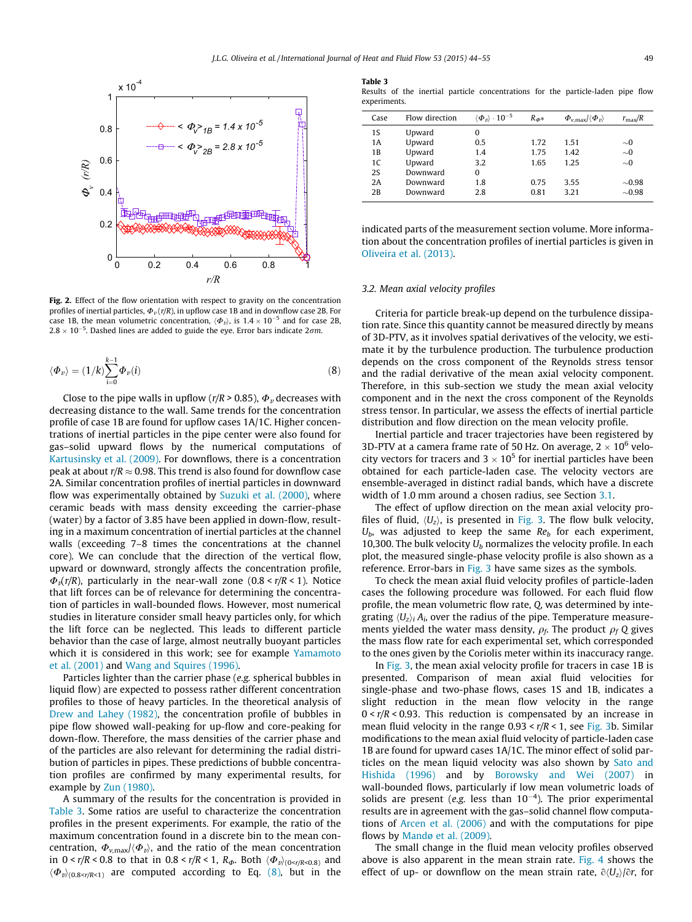**Fig. 2.** Effect of the flow orientation with respect to gravity on the concentration profiles of inertial particles, $\Phi_v(r/R)$, in upflow case 1B and in downflow case 2B. For case 1B, the mean volumetric concentration, $\langle \Phi_v \rangle$, is $1.4 \times 10^{-5}$ and for case 2B, $2.8 \times 10^{-5}$. Dashed lines are added to guide the eye. Error bars indicate $2\sigma m$.

$$\langle \Phi_v \rangle = (1/k) \sum_{i=0}^{k-1} \Phi_v(i) \tag{8}$$

Close to the pipe walls in upflow ($r/R > 0.85$), $\Phi_v$ decreases with decreasing distance to the wall. Same trends for the concentration profile of case 1B are found for upflow cases 1A/1C. Higher concentrations of inertial particles in the pipe center were also found for gas–solid upward flows by the numerical computations of Kartusinsky et al. (2009). For downflows, there is a concentration peak at about $r/R \approx 0.98$. This trend is also found for downflow case 2A. Similar concentration profiles of inertial particles in downward flow was experimentally obtained by Suzuki et al. (2000), where ceramic beads with mass density exceeding the carrier-phase (water) by a factor of 3.85 have been applied in down-flow, resulting in a maximum concentration of inertial particles at the channel walls (exceeding 7–8 times the concentrations at the channel core). We can conclude that the direction of the vertical flow, upward or downward, strongly affects the concentration profile, $\Phi_v(r/R)$, particularly in the near-wall zone ($0.8 < r/R < 1$). Notice that lift forces can be of relevance for determining the concentration of particles in wall-bounded flows. However, most numerical studies in literature consider small heavy particles only, for which the lift force can be neglected. This leads to different particle behavior than the case of large, almost neutrally buoyant particles which it is considered in this work; see for example Yamamoto et al. (2001) and Wang and Squires (1996).

Particles lighter than the carrier phase (*e.g.* spherical bubbles in liquid flow) are expected to possess rather different concentration profiles to those of heavy particles. In the theoretical analysis of Drew and Lahey (1982), the concentration profile of bubbles in pipe flow showed wall-peaking for up-flow and core-peaking for down-flow. Therefore, the mass densities of the carrier phase and of the particles are also relevant for determining the radial distribution of particles in pipes. These predictions of bubble concentration profiles are confirmed by many experimental results, for example by Zun (1980).

A summary of the results for the concentration is provided in Table 3. Some ratios are useful to characterize the concentration profiles in the present experiments. For example, the ratio of the maximum concentration found in a discrete bin to the mean concentration, $\Phi_{v,\max}/\langle \Phi_v \rangle$, and the ratio of the mean concentration in $0 < r/R < 0.8$ to that in $0.8 < r/R < 1$, $R_\Phi$. Both $\langle \Phi_v \rangle_{(0<r/R<0.8)}$ and $\langle \Phi_v \rangle_{(0.8<r/R<1)}$ are computed according to Eq. (8), but in the indicated parts of the measurement section volume. More information about the concentration profiles of inertial particles is given in Oliveira et al. (2013).

**Table 3**
Results of the inertial particle concentrations for the particle-laden pipe flow experiments.

| Case | Flow direction | $\langle \Phi_v \rangle \cdot 10^{-5}$ | $R_{\Phi^*}$ | $\Phi_{v,\max}/\langle \Phi_v \rangle$ | $r_{\max}/R$ |
|---|---|---|---|---|---|
| 1S | Upward | 0 | | | |
| 1A | Upward | 0.5 | 1.72 | 1.51 | ~0 |
| 1B | Upward | 1.4 | 1.75 | 1.42 | ~0 |
| 1C | Upward | 3.2 | 1.65 | 1.25 | ~0 |
| 2S | Downward | 0 | | | |
| 2A | Downward | 1.8 | 0.75 | 3.55 | ~0.98 |
| 2B | Downward | 2.8 | 0.81 | 3.21 | ~0.98 |

### 3.2. Mean axial velocity profiles

Criteria for particle break-up depend on the turbulence dissipation rate. Since this quantity cannot be measured directly by means of 3D-PTV, as it involves spatial derivatives of the velocity, we estimate it by the turbulence production. The turbulence production depends on the cross component of the Reynolds stress tensor and the radial derivative of the mean axial velocity component. Therefore, in this sub-section we study the mean axial velocity component and in the next the cross component of the Reynolds stress tensor. In particular, we assess the effects of inertial particle distribution and flow direction on the mean velocity profile.

Inertial particle and tracer trajectories have been registered by 3D-PTV at a camera frame rate of 50 Hz. On average, $2 \times 10^6$ velocity vectors for tracers and $3 \times 10^5$ for inertial particles have been obtained for each particle-laden case. The velocity vectors are ensemble-averaged in distinct radial bands, which have a discrete width of 1.0 mm around a chosen radius, see Section 3.1.

The effect of upflow direction on the mean axial velocity profiles of fluid, $\langle U_z \rangle$, is presented in Fig. 3. The fluid bulk velocity, $U_b$, was adjusted to keep the same $Re_b$ for each experiment, 10,300. The bulk velocity $U_b$ normalizes the velocity profile. In each plot, the measured single-phase velocity profile is also shown as a reference. Error-bars in Fig. 3 have same sizes as the symbols.

To check the mean axial fluid velocity profiles of particle-laden cases the following procedure was followed. For each fluid flow profile, the mean volumetric flow rate, $Q$, was determined by integrating $\langle U_z \rangle_i A_i$, over the radius of the pipe. Temperature measurements yielded the water mass density, $\rho_f$. The product $\rho_f Q$ gives the mass flow rate for each experimental set, which corresponded to the ones given by the Coriolis meter within its inaccuracy range.

In Fig. 3, the mean axial velocity profile for tracers in case 1B is presented. Comparison of mean axial fluid velocities for single-phase and two-phase flows, cases 1S and 1B, indicates a slight reduction in the mean flow velocity in the range $0 < r/R < 0.93$. This reduction is compensated by an increase in mean fluid velocity in the range $0.93 < r/R < 1$, see Fig. 3b. Similar modifications to the mean axial fluid velocity of particle-laden case 1B are found for upward cases 1A/1C. The minor effect of solid particles on the mean liquid velocity was also shown by Sato and Hishida (1996) and by Borowsky and Wei (2007) in wall-bounded flows, particularly if low mean volumetric loads of solids are present (*e.g.* less than $10^{-4}$). The prior experimental results are in agreement with the gas–solid channel flow computations of Arcen et al. (2006) and with the computations for pipe flows by Mandø et al. (2009).

The small change in the fluid mean velocity profiles observed above is also apparent in the mean strain rate. Fig. 4 shows the effect of up- or downflow on the mean strain rate, $\partial \langle U_z \rangle / \partial r$, for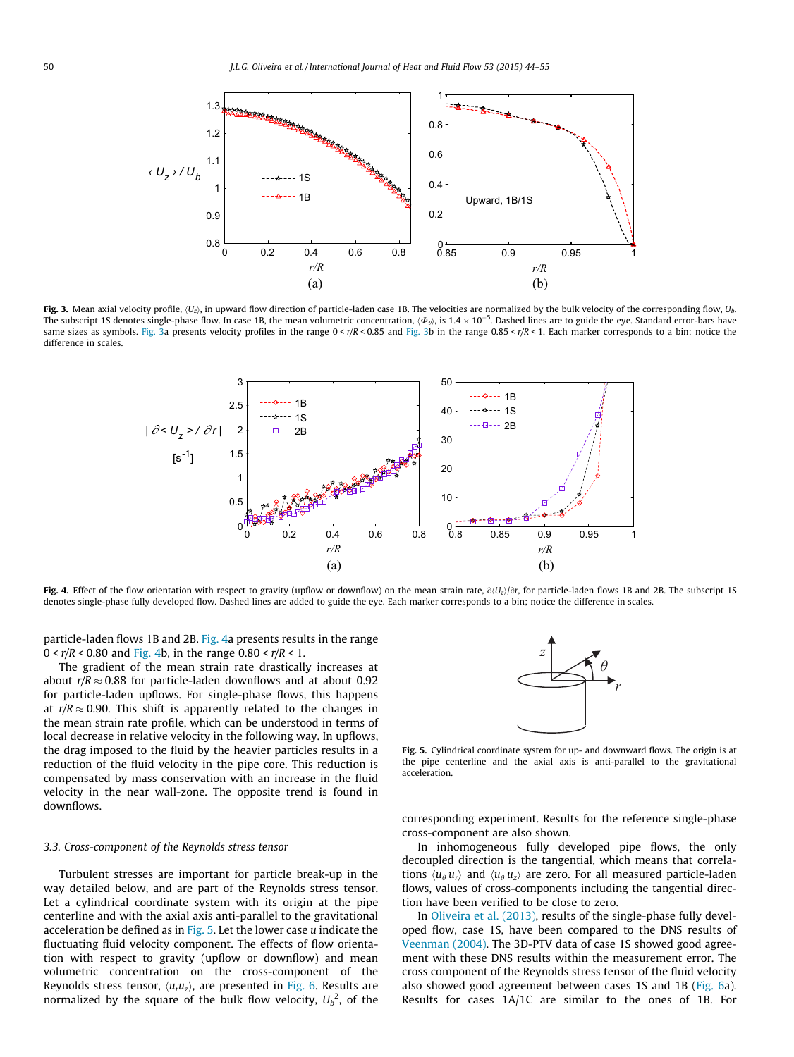**Fig. 3.** Mean axial velocity profile, $\langle U_z \rangle$, in upward flow direction of particle-laden case 1B. The velocities are normalized by the bulk velocity of the corresponding flow, $U_b$. The subscript 1S denotes single-phase flow. In case 1B, the mean volumetric concentration, $\langle \Phi_v \rangle$, is $1.4 \times 10^{-5}$. Dashed lines are to guide the eye. Standard error-bars have same sizes as symbols. Fig. 3a presents velocity profiles in the range $0 < r/R < 0.85$ and Fig. 3b in the range $0.85 < r/R < 1$. Each marker corresponds to a bin; notice the difference in scales.

**Fig. 4.** Effect of the flow orientation with respect to gravity (upflow or downflow) on the mean strain rate, $\partial \langle U_z \rangle / \partial r$, for particle-laden flows 1B and 2B. The subscript 1S denotes single-phase fully developed flow. Dashed lines are added to guide the eye. Each marker corresponds to a bin; notice the difference in scales.

particle-laden flows 1B and 2B. Fig. 4a presents results in the range $0 < r/R < 0.80$ and Fig. 4b, in the range $0.80 < r/R < 1$.

The gradient of the mean strain rate drastically increases at about $r/R \approx 0.88$ for particle-laden downflows and at about 0.92 for particle-laden upflows. For single-phase flows, this happens at $r/R \approx 0.90$. This shift is apparently related to the changes in the mean strain rate profile, which can be understood in terms of local decrease in relative velocity in the following way. In upflows, the drag imposed to the fluid by the heavier particles results in a reduction of the fluid velocity in the pipe core. This reduction is compensated by mass conservation with an increase in the fluid velocity in the near wall-zone. The opposite trend is found in downflows.

### 3.3. Cross-component of the Reynolds stress tensor

Turbulent stresses are important for particle break-up in the way detailed below, and are part of the Reynolds stress tensor. Let a cylindrical coordinate system with its origin at the pipe centerline and with the axial axis anti-parallel to the gravitational acceleration be defined as in Fig. 5. Let the lower case $u$ indicate the fluctuating fluid velocity component. The effects of flow orientation with respect to gravity (upflow or downflow) and mean volumetric concentration on the cross-component of the Reynolds stress tensor, $\langle u_r u_z \rangle$, are presented in Fig. 6. Results are normalized by the square of the bulk flow velocity, $U_b{}^2$, of the corresponding experiment. Results for the reference single-phase cross-component are also shown.

**Fig. 5.** Cylindrical coordinate system for up- and downward flows. The origin is at the pipe centerline and the axial axis is anti-parallel to the gravitational acceleration.

In inhomogeneous fully developed pipe flows, the only decoupled direction is the tangential, which means that correlations $\langle u_\theta u_r \rangle$ and $\langle u_\theta u_z \rangle$ are zero. For all measured particle-laden flows, values of cross-components including the tangential direction have been verified to be close to zero.

In Oliveira et al. (2013), results of the single-phase fully developed flow, case 1S, have been compared to the DNS results of Veenman (2004). The 3D-PTV data of case 1S showed good agreement with these DNS results within the measurement error. The cross component of the Reynolds stress tensor of the fluid velocity also showed good agreement between cases 1S and 1B (Fig. 6a). Results for cases 1A/1C are similar to the ones of 1B. For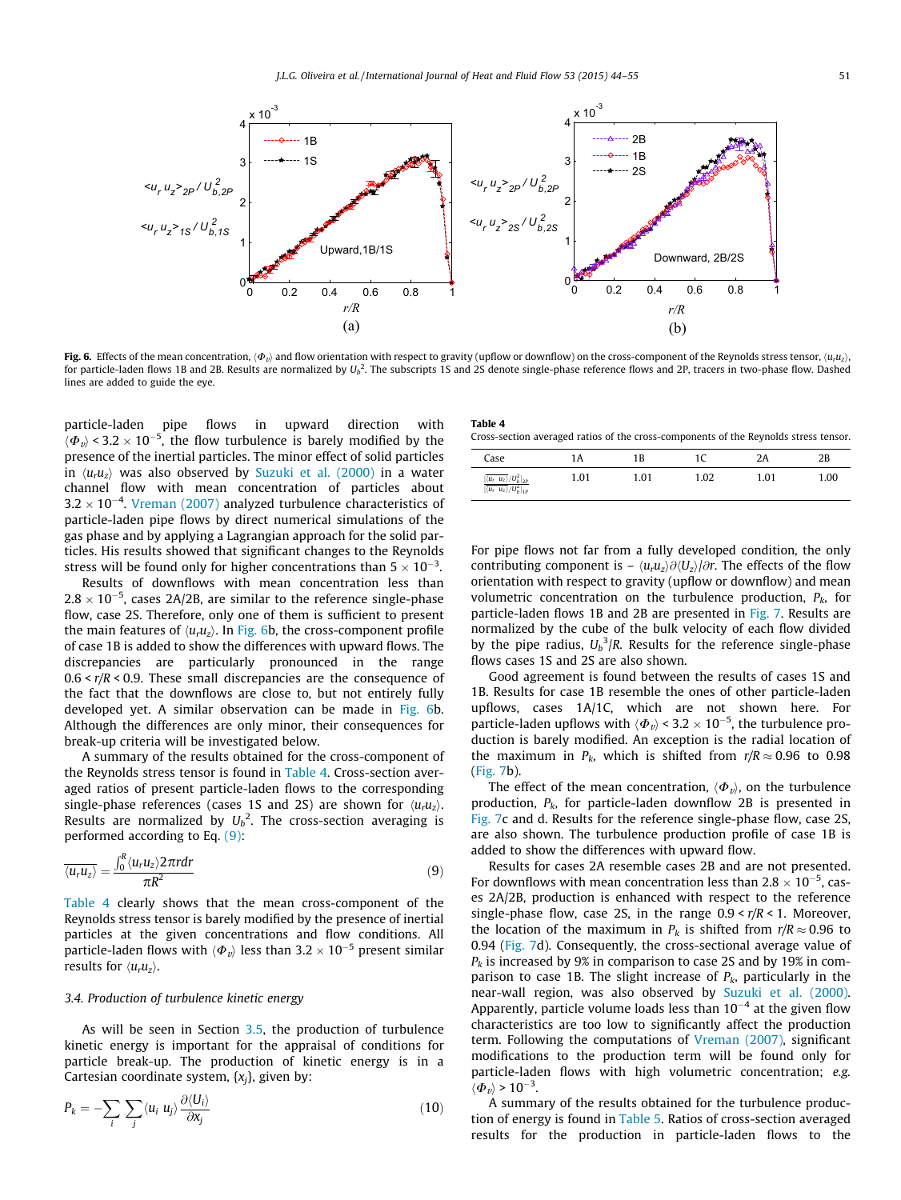**Fig. 6.** Effects of the mean concentration, $\langle \Phi_v \rangle$ and flow orientation with respect to gravity (upflow or downflow) on the cross-component of the Reynolds stress tensor, $\langle u_r u_z \rangle$, for particle-laden flows 1B and 2B. Results are normalized by $U_b^2$. The subscripts 1S and 2S denote single-phase reference flows and 2P, tracers in two-phase flow. Dashed lines are added to guide the eye.

particle-laden pipe flows in upward direction with $\langle \Phi_v \rangle < 3.2 \times 10^{-5}$, the flow turbulence is barely modified by the presence of the inertial particles. The minor effect of solid particles in $\langle u_r u_z \rangle$ was also observed by Suzuki et al. (2000) in a water channel flow with mean concentration of particles about $3.2 \times 10^{-4}$. Vreman (2007) analyzed turbulence characteristics of particle-laden pipe flows by direct numerical simulations of the gas phase and by applying a Lagrangian approach for the solid particles. His results showed that significant changes to the Reynolds stress will be found only for higher concentrations than $5 \times 10^{-3}$.

Results of downflows with mean concentration less than $2.8 \times 10^{-5}$, cases 2A/2B, are similar to the reference single-phase flow, case 2S. Therefore, only one of them is sufficient to present the main features of $\langle u_r u_z \rangle$. In Fig. 6b, the cross-component profile of case 1B is added to show the differences with upward flows. The discrepancies are particularly pronounced in the range $0.6 < r/R < 0.9$. These small discrepancies are the consequence of the fact that the downflows are close to, but not entirely fully developed yet. A similar observation can be made in Fig. 6b. Although the differences are only minor, their consequences for break-up criteria will be investigated below.

A summary of the results obtained for the cross-component of the Reynolds stress tensor is found in Table 4. Cross-section averaged ratios of present particle-laden flows to the corresponding single-phase references (cases 1S and 2S) are shown for $\langle u_r u_z \rangle$. Results are normalized by $U_b^2$. The cross-section averaging is performed according to Eq. (9):

$$\overline{\langle u_r u_z \rangle} = \frac{\int_0^R \langle u_r u_z \rangle 2\pi r dr}{\pi R^2} \tag{9}$$

Table 4 clearly shows that the mean cross-component of the Reynolds stress tensor is barely modified by the presence of inertial particles at the given concentrations and flow conditions. All particle-laden flows with $\langle \Phi_v \rangle$ less than $3.2 \times 10^{-5}$ present similar results for $\langle u_r u_z \rangle$.

### 3.4. Production of turbulence kinetic energy

As will be seen in Section 3.5, the production of turbulence kinetic energy is important for the appraisal of conditions for particle break-up. The production of kinetic energy is in a Cartesian coordinate system, $\{x_j\}$, given by:

$$P_k = -\sum_i \sum_j \langle u_i\, u_j \rangle \frac{\partial \langle U_i \rangle}{\partial x_j} \tag{10}$$

**Table 4**
Cross-section averaged ratios of the cross-components of the Reynolds stress tensor.

| Case | 1A | 1B | 1C | 2A | 2B |
|---|---|---|---|---|---|
| $\frac{\overline{\langle u_r\ u_z \rangle}/U_b^2\|_{2P}}{\overline{\langle u_r\ u_z \rangle}/U_b^2\|_{1P}}$ | 1.01 | 1.01 | 1.02 | 1.01 | 1.00 |

For pipe flows not far from a fully developed condition, the only contributing component is $-\langle u_r u_z \rangle \partial \langle U_z \rangle / \partial r$. The effects of the flow orientation with respect to gravity (upflow or downflow) and mean volumetric concentration on the turbulence production, $P_k$, for particle-laden flows 1B and 2B are presented in Fig. 7. Results are normalized by the cube of the bulk velocity of each flow divided by the pipe radius, $U_b^3/R$. Results for the reference single-phase flows cases 1S and 2S are also shown.

Good agreement is found between the results of cases 1S and 1B. Results for case 1B resemble the ones of other particle-laden upflows, cases 1A/1C, which are not shown here. For particle-laden upflows with $\langle \Phi_v \rangle < 3.2 \times 10^{-5}$, the turbulence production is barely modified. An exception is the radial location of the maximum in $P_k$, which is shifted from $r/R \approx 0.96$ to 0.98 (Fig. 7b).

The effect of the mean concentration, $\langle \Phi_v \rangle$, on the turbulence production, $P_k$, for particle-laden downflow 2B is presented in Fig. 7c and d. Results for the reference single-phase flow, case 2S, are also shown. The turbulence production profile of case 1B is added to show the differences with upward flow.

Results for cases 2A resemble cases 2B and are not presented. For downflows with mean concentration less than $2.8 \times 10^{-5}$, cases 2A/2B, production is enhanced with respect to the reference single-phase flow, case 2S, in the range $0.9 < r/R < 1$. Moreover, the location of the maximum in $P_k$ is shifted from $r/R \approx 0.96$ to 0.94 (Fig. 7d). Consequently, the cross-sectional average value of $P_k$ is increased by 9% in comparison to case 2S and by 19% in comparison to case 1B. The slight increase of $P_k$, particularly in the near-wall region, was also observed by Suzuki et al. (2000). Apparently, particle volume loads less than $10^{-4}$ at the given flow characteristics are too low to significantly affect the production term. Following the computations of Vreman (2007), significant modifications to the production term will be found only for particle-laden flows with high volumetric concentration; *e.g.* $\langle \Phi_v \rangle > 10^{-3}$.

A summary of the results obtained for the turbulence production of energy is found in Table 5. Ratios of cross-section averaged results for the production in particle-laden flows to the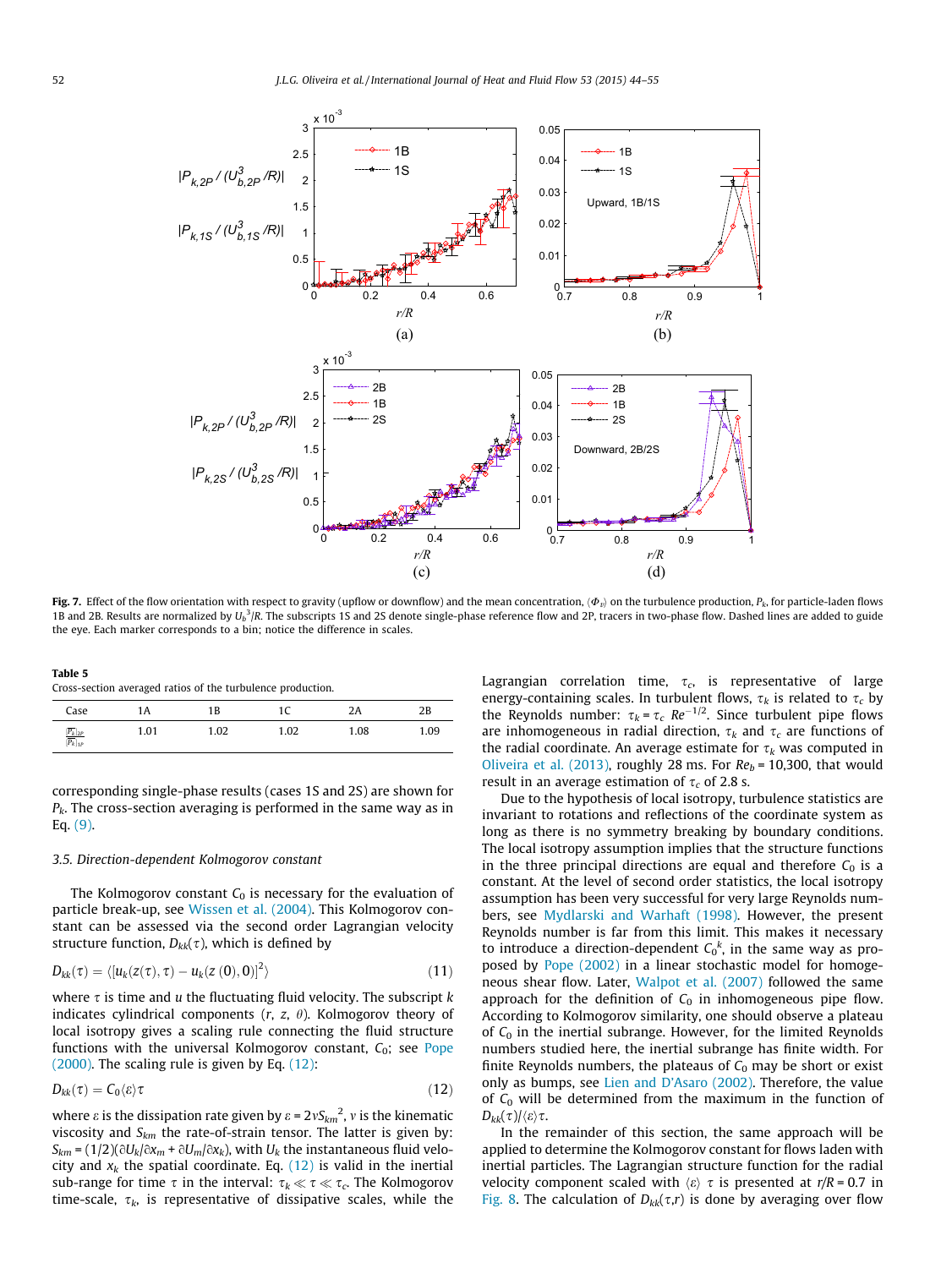**Fig. 7.** Effect of the flow orientation with respect to gravity (upflow or downflow) and the mean concentration, $\langle \Phi_v \rangle$ on the turbulence production, $P_k$, for particle-laden flows 1B and 2B. Results are normalized by $U_b^3/R$. The subscripts 1S and 2S denote single-phase reference flow and 2P, tracers in two-phase flow. Dashed lines are added to guide the eye. Each marker corresponds to a bin; notice the difference in scales.

**Table 5**
Cross-section averaged ratios of the turbulence production.

| Case | 1A | 1B | 1C | 2A | 2B |
|---|---|---|---|---|---|
| $\frac{\overline{P_k}\rvert_{2P}}{\overline{P_k}\rvert_{1P}}$ | 1.01 | 1.02 | 1.02 | 1.08 | 1.09 |

corresponding single-phase results (cases 1S and 2S) are shown for $P_k$. The cross-section averaging is performed in the same way as in Eq. (9).

### 3.5. Direction-dependent Kolmogorov constant

The Kolmogorov constant $C_0$ is necessary for the evaluation of particle break-up, see Wissen et al. (2004). This Kolmogorov constant can be assessed via the second order Lagrangian velocity structure function, $D_{kk}(\tau)$, which is defined by

$$D_{kk}(\tau) = \langle [u_k(z(\tau), \tau) - u_k(z(0), 0)]^2 \rangle \tag{11}$$

where $\tau$ is time and $u$ the fluctuating fluid velocity. The subscript $k$ indicates cylindrical components ($r$, $z$, $\theta$). Kolmogorov theory of local isotropy gives a scaling rule connecting the fluid structure functions with the universal Kolmogorov constant, $C_0$; see Pope (2000). The scaling rule is given by Eq. (12):

$$D_{kk}(\tau) = C_0 \langle \varepsilon \rangle \tau \tag{12}$$

where $\varepsilon$ is the dissipation rate given by $\varepsilon = 2\nu S_{km}^2$, $\nu$ is the kinematic viscosity and $S_{km}$ the rate-of-strain tensor. The latter is given by: $S_{km} = (1/2)(\partial U_k/\partial x_m + \partial U_m/\partial x_k)$, with $U_k$ the instantaneous fluid velocity and $x_k$ the spatial coordinate. Eq. (12) is valid in the inertial sub-range for time $\tau$ in the interval: $\tau_k \ll \tau \ll \tau_c$. The Kolmogorov time-scale, $\tau_k$, is representative of dissipative scales, while the Lagrangian correlation time, $\tau_c$, is representative of large energy-containing scales. In turbulent flows, $\tau_k$ is related to $\tau_c$ by the Reynolds number: $\tau_k = \tau_c\, Re^{-1/2}$. Since turbulent pipe flows are inhomogeneous in radial direction, $\tau_k$ and $\tau_c$ are functions of the radial coordinate. An average estimate for $\tau_k$ was computed in Oliveira et al. (2013), roughly 28 ms. For $Re_b$ = 10,300, that would result in an average estimation of $\tau_c$ of 2.8 s.

Due to the hypothesis of local isotropy, turbulence statistics are invariant to rotations and reflections of the coordinate system as long as there is no symmetry breaking by boundary conditions. The local isotropy assumption implies that the structure functions in the three principal directions are equal and therefore $C_0$ is a constant. At the level of second order statistics, the local isotropy assumption has been very successful for very large Reynolds numbers, see Mydlarski and Warhaft (1998). However, the present Reynolds number is far from this limit. This makes it necessary to introduce a direction-dependent $C_0^{\,k}$, in the same way as proposed by Pope (2002) in a linear stochastic model for homogeneous shear flow. Later, Walpot et al. (2007) followed the same approach for the definition of $C_0$ in inhomogeneous pipe flow. According to Kolmogorov similarity, one should observe a plateau of $C_0$ in the inertial subrange. However, for the limited Reynolds numbers studied here, the inertial subrange has finite width. For finite Reynolds numbers, the plateaus of $C_0$ may be short or exist only as bumps, see Lien and D'Asaro (2002). Therefore, the value of $C_0$ will be determined from the maximum in the function of $D_{kk}(\tau)/\langle \varepsilon \rangle \tau$.

In the remainder of this section, the same approach will be applied to determine the Kolmogorov constant for flows laden with inertial particles. The Lagrangian structure function for the radial velocity component scaled with $\langle \varepsilon \rangle\ \tau$ is presented at $r/R = 0.7$ in Fig. 8. The calculation of $D_{kk}(\tau, r)$ is done by averaging over flow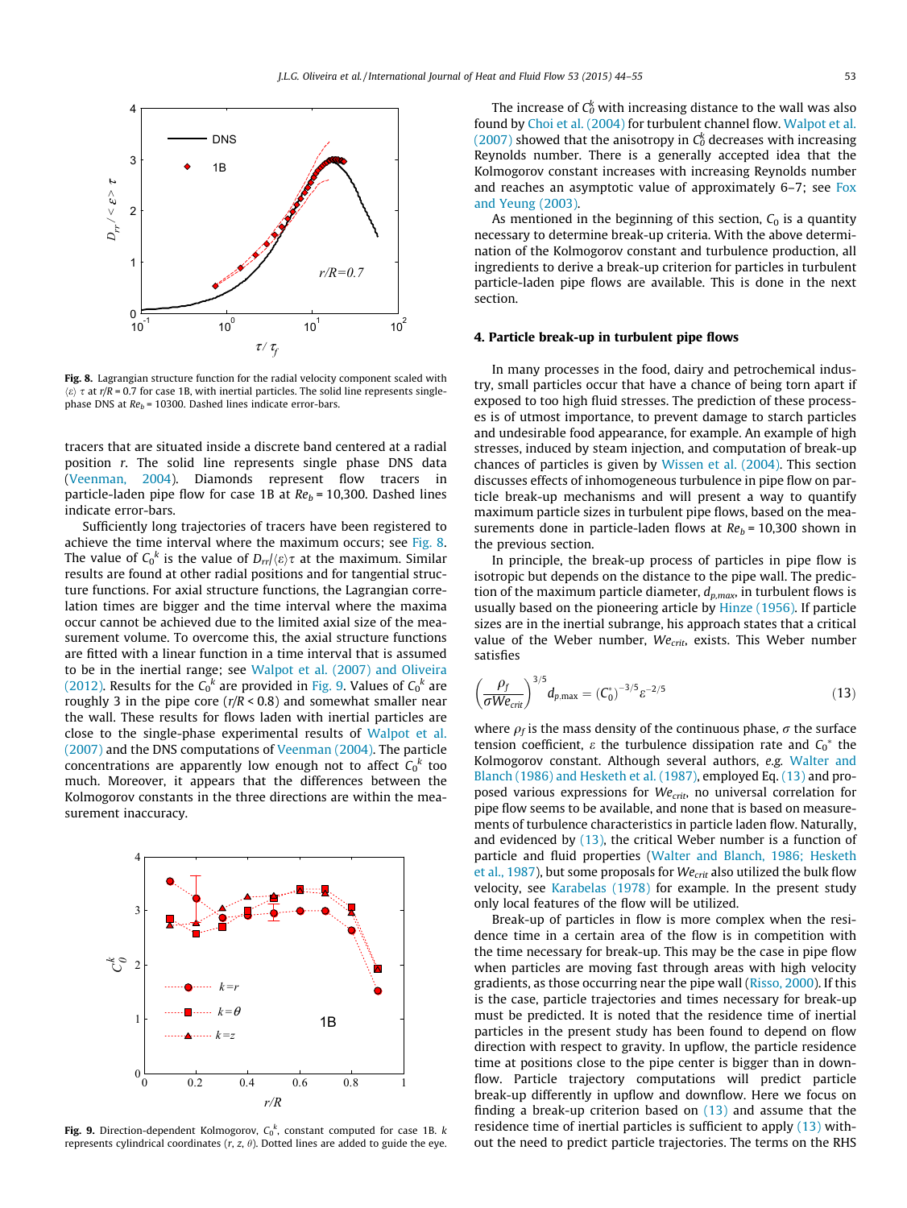Fig. 8. Lagrangian structure function for the radial velocity component scaled with $\langle\varepsilon\rangle\,\tau$ at $r/R = 0.7$ for case 1B, with inertial particles. The solid line represents single-phase DNS at $Re_b = 10300$. Dashed lines indicate error-bars.

tracers that are situated inside a discrete band centered at a radial position $r$. The solid line represents single phase DNS data (Veenman, 2004). Diamonds represent flow tracers in particle-laden pipe flow for case 1B at $Re_b = 10{,}300$. Dashed lines indicate error-bars.

Sufficiently long trajectories of tracers have been registered to achieve the time interval where the maximum occurs; see Fig. 8. The value of $C_0^k$ is the value of $D_{rr}/\langle\varepsilon\rangle\tau$ at the maximum. Similar results are found at other radial positions and for tangential structure functions. For axial structure functions, the Lagrangian correlation times are bigger and the time interval where the maxima occur cannot be achieved due to the limited axial size of the measurement volume. To overcome this, the axial structure functions are fitted with a linear function in a time interval that is assumed to be in the inertial range; see Walpot et al. (2007) and Oliveira (2012). Results for the $C_0^k$ are provided in Fig. 9. Values of $C_0^k$ are roughly 3 in the pipe core ($r/R < 0.8$) and somewhat smaller near the wall. These results for flows laden with inertial particles are close to the single-phase experimental results of Walpot et al. (2007) and the DNS computations of Veenman (2004). The particle concentrations are apparently low enough not to affect $C_0^k$ too much. Moreover, it appears that the differences between the Kolmogorov constants in the three directions are within the measurement inaccuracy.

Fig. 9. Direction-dependent Kolmogorov, $C_0^k$, constant computed for case 1B. $k$ represents cylindrical coordinates ($r$, $z$, $\theta$). Dotted lines are added to guide the eye.

The increase of $C_0^k$ with increasing distance to the wall was also found by Choi et al. (2004) for turbulent channel flow. Walpot et al. (2007) showed that the anisotropy in $C_0^k$ decreases with increasing Reynolds number. There is a generally accepted idea that the Kolmogorov constant increases with increasing Reynolds number and reaches an asymptotic value of approximately 6–7; see Fox and Yeung (2003).

As mentioned in the beginning of this section, $C_0$ is a quantity necessary to determine break-up criteria. With the above determination of the Kolmogorov constant and turbulence production, all ingredients to derive a break-up criterion for particles in turbulent particle-laden pipe flows are available. This is done in the next section.

## 4. Particle break-up in turbulent pipe flows

In many processes in the food, dairy and petrochemical industry, small particles occur that have a chance of being torn apart if exposed to too high fluid stresses. The prediction of these processes is of utmost importance, to prevent damage to starch particles and undesirable food appearance, for example. An example of high stresses, induced by steam injection, and computation of break-up chances of particles is given by Wissen et al. (2004). This section discusses effects of inhomogeneous turbulence in pipe flow on particle break-up mechanisms and will present a way to quantify maximum particle sizes in turbulent pipe flows, based on the measurements done in particle-laden flows at $Re_b = 10{,}300$ shown in the previous section.

In principle, the break-up process of particles in pipe flow is isotropic but depends on the distance to the pipe wall. The prediction of the maximum particle diameter, $d_{p,max}$, in turbulent flows is usually based on the pioneering article by Hinze (1956). If particle sizes are in the inertial subrange, his approach states that a critical value of the Weber number, $We_{crit}$, exists. This Weber number satisfies

$$\left(\frac{\rho_f}{\sigma We_{crit}}\right)^{3/5} d_{p,\max} = (C_0^*)^{-3/5}\varepsilon^{-2/5} \tag{13}$$

where $\rho_f$ is the mass density of the continuous phase, $\sigma$ the surface tension coefficient, $\varepsilon$ the turbulence dissipation rate and $C_0^*$ the Kolmogorov constant. Although several authors, *e.g.* Walter and Blanch (1986) and Hesketh et al. (1987), employed Eq. (13) and proposed various expressions for $We_{crit}$, no universal correlation for pipe flow seems to be available, and none that is based on measurements of turbulence characteristics in particle laden flow. Naturally, and evidenced by (13), the critical Weber number is a function of particle and fluid properties (Walter and Blanch, 1986; Hesketh et al., 1987), but some proposals for $We_{crit}$ also utilized the bulk flow velocity, see Karabelas (1978) for example. In the present study only local features of the flow will be utilized.

Break-up of particles in flow is more complex when the residence time in a certain area of the flow is in competition with the time necessary for break-up. This may be the case in pipe flow when particles are moving fast through areas with high velocity gradients, as those occurring near the pipe wall (Risso, 2000). If this is the case, particle trajectories and times necessary for break-up must be predicted. It is noted that the residence time of inertial particles in the present study has been found to depend on flow direction with respect to gravity. In upflow, the particle residence time at positions close to the pipe center is bigger than in downflow. Particle trajectory computations will predict particle break-up differently in upflow and downflow. Here we focus on finding a break-up criterion based on (13) and assume that the residence time of inertial particles is sufficient to apply (13) without the need to predict particle trajectories. The terms on the RHS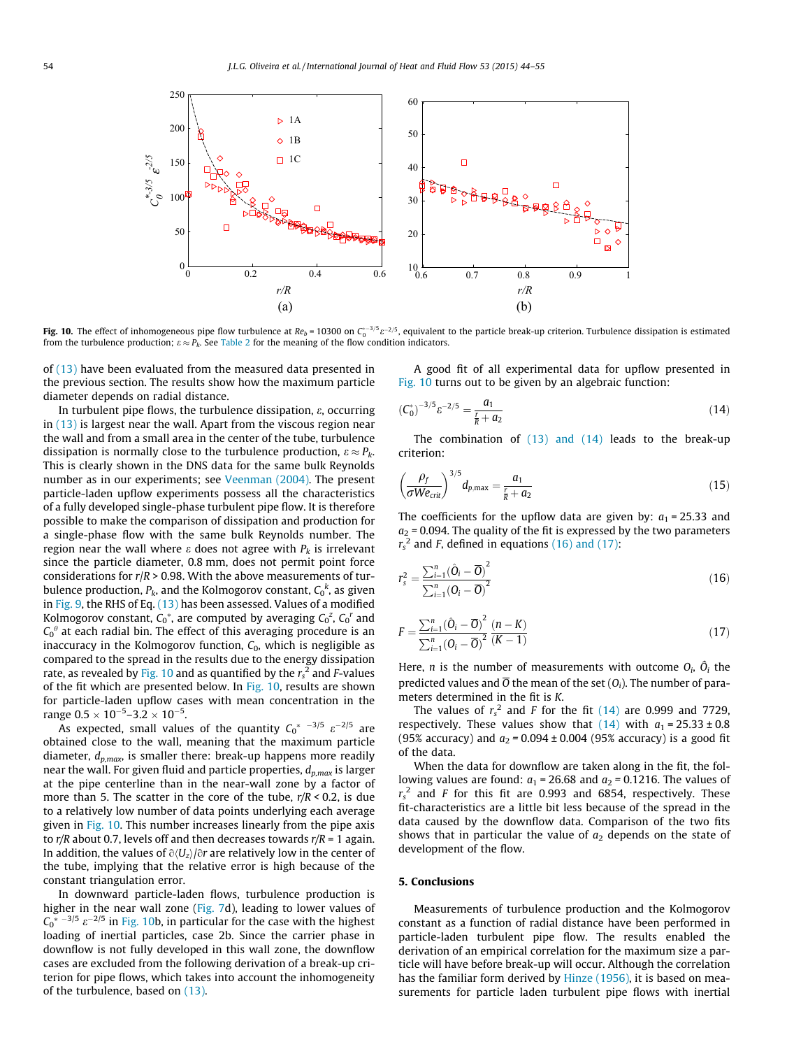Fig. 10. The effect of inhomogeneous pipe flow turbulence at $Re_b = 10300$ on $C_0^{*-3/5}\varepsilon^{-2/5}$, equivalent to the particle break-up criterion. Turbulence dissipation is estimated from the turbulence production; $\varepsilon \approx P_k$. See Table 2 for the meaning of the flow condition indicators.

of (13) have been evaluated from the measured data presented in the previous section. The results show how the maximum particle diameter depends on radial distance.

In turbulent pipe flows, the turbulence dissipation, $\varepsilon$, occurring in (13) is largest near the wall. Apart from the viscous region near the wall and from a small area in the center of the tube, turbulence dissipation is normally close to the turbulence production, $\varepsilon \approx P_k$. This is clearly shown in the DNS data for the same bulk Reynolds number as in our experiments; see Veenman (2004). The present particle-laden upflow experiments possess all the characteristics of a fully developed single-phase turbulent pipe flow. It is therefore possible to make the comparison of dissipation and production for a single-phase flow with the same bulk Reynolds number. The region near the wall where $\varepsilon$ does not agree with $P_k$ is irrelevant since the particle diameter, 0.8 mm, does not permit point force considerations for $r/R > 0.98$. With the above measurements of turbulence production, $P_k$, and the Kolmogorov constant, $C_0^k$, as given in Fig. 9, the RHS of Eq. (13) has been assessed. Values of a modified Kolmogorov constant, $C_0^*$, are computed by averaging $C_0^z$, $C_0^r$ and $C_0^\theta$ at each radial bin. The effect of this averaging procedure is an inaccuracy in the Kolmogorov function, $C_0$, which is negligible as compared to the spread in the results due to the energy dissipation rate, as revealed by Fig. 10 and as quantified by the $r_s^2$ and $F$-values of the fit which are presented below. In Fig. 10, results are shown for particle-laden upflow cases with mean concentration in the range $0.5 \times 10^{-5}$–$3.2 \times 10^{-5}$.

As expected, small values of the quantity $C_0^{*\ -3/5}\ \varepsilon^{-2/5}$ are obtained close to the wall, meaning that the maximum particle diameter, $d_{p,max}$, is smaller there: break-up happens more readily near the wall. For given fluid and particle properties, $d_{p,max}$ is larger at the pipe centerline than in the near-wall zone by a factor of more than 5. The scatter in the core of the tube, $r/R < 0.2$, is due to a relatively low number of data points underlying each average given in Fig. 10. This number increases linearly from the pipe axis to $r/R$ about 0.7, levels off and then decreases towards $r/R = 1$ again. In addition, the values of $\partial\langle U_z\rangle/\partial r$ are relatively low in the center of the tube, implying that the relative error is high because of the constant triangulation error.

In downward particle-laden flows, turbulence production is higher in the near wall zone (Fig. 7d), leading to lower values of $C_0^{*\ -3/5}\ \varepsilon^{-2/5}$ in Fig. 10b, in particular for the case with the highest loading of inertial particles, case 2b. Since the carrier phase in downflow is not fully developed in this wall zone, the downflow cases are excluded from the following derivation of a break-up criterion for pipe flows, which takes into account the inhomogeneity of the turbulence, based on (13).

A good fit of all experimental data for upflow presented in Fig. 10 turns out to be given by an algebraic function:

$$(C_0^*)^{-3/5}\varepsilon^{-2/5} = \frac{a_1}{\frac{r}{R} + a_2} \tag{14}$$

The combination of (13) and (14) leads to the break-up criterion:

$$\left(\frac{\rho_f}{\sigma We_{crit}}\right)^{3/5} d_{p,\max} = \frac{a_1}{\frac{r}{R} + a_2} \tag{15}$$

The coefficients for the upflow data are given by: $a_1 = 25.33$ and $a_2 = 0.094$. The quality of the fit is expressed by the two parameters $r_s^2$ and $F$, defined in equations (16) and (17):

$$r_s^2 = \frac{\sum_{i=1}^{n}\left(\hat{O}_i - \overline{O}\right)^2}{\sum_{i=1}^{n}\left(O_i - \overline{O}\right)^2} \tag{16}$$

$$F = \frac{\sum_{i=1}^{n}\left(\hat{O}_i - \overline{O}\right)^2}{\sum_{i=1}^{n}\left(O_i - \overline{O}\right)^2}\,\frac{(n-K)}{(K-1)} \tag{17}$$

Here, $n$ is the number of measurements with outcome $O_i$, $\hat{O}_i$ the predicted values and $\overline{O}$ the mean of the set $(O_i)$. The number of parameters determined in the fit is $K$.

The values of $r_s^2$ and $F$ for the fit (14) are 0.999 and 7729, respectively. These values show that (14) with $a_1 = 25.33 \pm 0.8$ (95% accuracy) and $a_2 = 0.094 \pm 0.004$ (95% accuracy) is a good fit of the data.

When the data for downflow are taken along in the fit, the following values are found: $a_1 = 26.68$ and $a_2 = 0.1216$. The values of $r_s^2$ and $F$ for this fit are 0.993 and 6854, respectively. These fit-characteristics are a little bit less because of the spread in the data caused by the downflow data. Comparison of the two fits shows that in particular the value of $a_2$ depends on the state of development of the flow.

## 5. Conclusions

Measurements of turbulence production and the Kolmogorov constant as a function of radial distance have been performed in particle-laden turbulent pipe flow. The results enabled the derivation of an empirical correlation for the maximum size a particle will have before break-up will occur. Although the correlation has the familiar form derived by Hinze (1956), it is based on measurements for particle laden turbulent pipe flows with inertial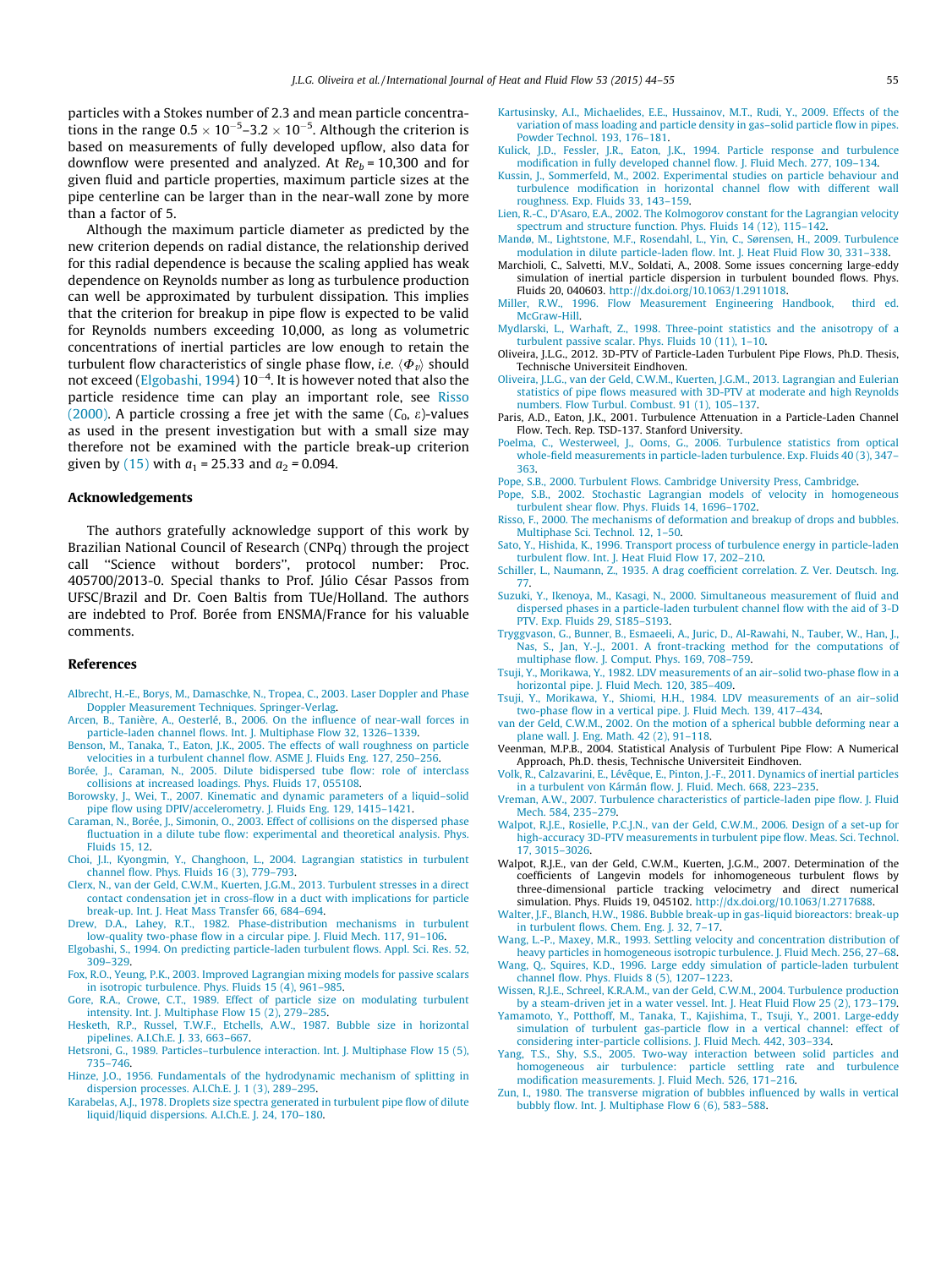particles with a Stokes number of 2.3 and mean particle concentrations in the range $0.5 \times 10^{-5}$–$3.2 \times 10^{-5}$. Although the criterion is based on measurements of fully developed upflow, also data for downflow were presented and analyzed. At $Re_b = 10{,}300$ and for given fluid and particle properties, maximum particle sizes at the pipe centerline can be larger than in the near-wall zone by more than a factor of 5.

Although the maximum particle diameter as predicted by the new criterion depends on radial distance, the relationship derived for this radial dependence is because the scaling applied has weak dependence on Reynolds number as long as turbulence production can well be approximated by turbulent dissipation. This implies that the criterion for breakup in pipe flow is expected to be valid for Reynolds numbers exceeding 10,000, as long as volumetric concentrations of inertial particles are low enough to retain the turbulent flow characteristics of single phase flow, *i.e.* $\langle \Phi_v \rangle$ should not exceed (Elgobashi, 1994) $10^{-4}$. It is however noted that also the particle residence time can play an important role, see Risso (2000). A particle crossing a free jet with the same ($C_0$, $\varepsilon$)-values as used in the present investigation but with a small size may therefore not be examined with the particle break-up criterion given by (15) with $a_1 = 25.33$ and $a_2 = 0.094$.

## Acknowledgements

The authors gratefully acknowledge support of this work by Brazilian National Council of Research (CNPq) through the project call "Science without borders", protocol number: Proc. 405700/2013-0. Special thanks to Prof. Júlio César Passos from UFSC/Brazil and Dr. Coen Baltis from TUe/Holland. The authors are indebted to Prof. Borée from ENSMA/France for his valuable comments.

## References

Albrecht, H.-E., Borys, M., Damaschke, N., Tropea, C., 2003. Laser Doppler and Phase Doppler Measurement Techniques. Springer-Verlag.

Arcen, B., Tanière, A., Oesterlé, B., 2006. On the influence of near-wall forces in particle-laden channel flows. Int. J. Multiphase Flow 32, 1326–1339.

Benson, M., Tanaka, T., Eaton, J.K., 2005. The effects of wall roughness on particle velocities in a turbulent channel flow. ASME J. Fluids Eng. 127, 250–256.

Borée, J., Caraman, N., 2005. Dilute bidispersed tube flow: role of interclass collisions at increased loadings. Phys. Fluids 17, 055108.

Borowsky, J., Wei, T., 2007. Kinematic and dynamic parameters of a liquid–solid pipe flow using DPIV/accelerometry. J. Fluids Eng. 129, 1415–1421.

Caraman, N., Borée, J., Simonin, O., 2003. Effect of collisions on the dispersed phase fluctuation in a dilute tube flow: experimental and theoretical analysis. Phys. Fluids 15, 12.

Choi, J.I., Kyongmin, Y., Changhoon, L., 2004. Lagrangian statistics in turbulent channel flow. Phys. Fluids 16 (3), 779–793.

Clerx, N., van der Geld, C.W.M., Kuerten, J.G.M., 2013. Turbulent stresses in a direct contact condensation jet in cross-flow in a duct with implications for particle break-up. Int. J. Heat Mass Transfer 66, 684–694.

Drew, D.A., Lahey, R.T., 1982. Phase-distribution mechanisms in turbulent low-quality two-phase flow in a circular pipe. J. Fluid Mech. 117, 91–106.

Elgobashi, S., 1994. On predicting particle-laden turbulent flows. Appl. Sci. Res. 52, 309–329.

Fox, R.O., Yeung, P.K., 2003. Improved Lagrangian mixing models for passive scalars in isotropic turbulence. Phys. Fluids 15 (4), 961–985.

Gore, R.A., Crowe, C.T., 1989. Effect of particle size on modulating turbulent intensity. Int. J. Multiphase Flow 15 (2), 279–285.

Hesketh, R.P., Russel, T.W.F., Etchells, A.W., 1987. Bubble size in horizontal pipelines. A.I.Ch.E. J. 33, 663–667.

Hetsroni, G., 1989. Particles–turbulence interaction. Int. J. Multiphase Flow 15 (5), 735–746.

Hinze, J.O., 1956. Fundamentals of the hydrodynamic mechanism of splitting in dispersion processes. A.I.Ch.E. J. 1 (3), 289–295.

Karabelas, A.J., 1978. Droplets size spectra generated in turbulent pipe flow of dilute liquid/liquid dispersions. A.I.Ch.E. J. 24, 170–180.

Kartusinsky, A.I., Michaelides, E.E., Hussainov, M.T., Rudi, Y., 2009. Effects of the variation of mass loading and particle density in gas–solid particle flow in pipes. Powder Technol. 193, 176–181.

Kulick, J.D., Fessler, J.R., Eaton, J.K., 1994. Particle response and turbulence modification in fully developed channel flow. J. Fluid Mech. 277, 109–134.

Kussin, J., Sommerfeld, M., 2002. Experimental studies on particle behaviour and turbulence modification in horizontal channel flow with different wall roughness. Exp. Fluids 33, 143–159.

Lien, R.-C., D'Asaro, E.A., 2002. The Kolmogorov constant for the Lagrangian velocity spectrum and structure function. Phys. Fluids 14 (12), 115–142.

Mandø, M., Lightstone, M.F., Rosendahl, L., Yin, C., Sørensen, H., 2009. Turbulence modulation in dilute particle-laden flow. Int. J. Heat Fluid Flow 30, 331–338.

Marchioli, C., Salvetti, M.V., Soldati, A., 2008. Some issues concerning large-eddy simulation of inertial particle dispersion in turbulent bounded flows. Phys. Fluids 20, 040603. http://dx.doi.org/10.1063/1.2911018.

Miller, R.W., 1996. Flow Measurement Engineering Handbook, third ed. McGraw-Hill.

Mydlarski, L., Warhaft, Z., 1998. Three-point statistics and the anisotropy of a turbulent passive scalar. Phys. Fluids 10 (11), 1–10.

Oliveira, J.L.G., 2012. 3D-PTV of Particle-Laden Turbulent Pipe Flows, Ph.D. Thesis, Technische Universiteit Eindhoven.

Oliveira, J.L.G., van der Geld, C.W.M., Kuerten, J.G.M., 2013. Lagrangian and Eulerian statistics of pipe flows measured with 3D-PTV at moderate and high Reynolds numbers. Flow Turbul. Combust. 91 (1), 105–137.

Paris, A.D., Eaton, J.K., 2001. Turbulence Attenuation in a Particle-Laden Channel Flow. Tech. Rep. TSD-137. Stanford University.

Poelma, C., Westerweel, J., Ooms, G., 2006. Turbulence statistics from optical whole-field measurements in particle-laden turbulence. Exp. Fluids 40 (3), 347–363.

Pope, S.B., 2000. Turbulent Flows. Cambridge University Press, Cambridge.

Pope, S.B., 2002. Stochastic Lagrangian models of velocity in homogeneous turbulent shear flow. Phys. Fluids 14, 1696–1702.

Risso, F., 2000. The mechanisms of deformation and breakup of drops and bubbles. Multiphase Sci. Technol. 12, 1–50.

Sato, Y., Hishida, K., 1996. Transport process of turbulence energy in particle-laden turbulent flow. Int. J. Heat Fluid Flow 17, 202–210.

Schiller, L., Naumann, Z., 1935. A drag coefficient correlation. Z. Ver. Deutsch. Ing. 77.

Suzuki, Y., Ikenoya, M., Kasagi, N., 2000. Simultaneous measurement of fluid and dispersed phases in a particle-laden turbulent channel flow with the aid of 3-D PTV. Exp. Fluids 29, S185–S193.

Tryggvason, G., Bunner, B., Esmaeeli, A., Juric, D., Al-Rawahi, N., Tauber, W., Han, J., Nas, S., Jan, Y.-J., 2001. A front-tracking method for the computations of multiphase flow. J. Comput. Phys. 169, 708–759.

Tsuji, Y., Morikawa, Y., 1982. LDV measurements of an air–solid two-phase flow in a horizontal pipe. J. Fluid Mech. 120, 385–409.

Tsuji, Y., Morikawa, Y., Shiomi, H.H., 1984. LDV measurements of an air–solid two-phase flow in a vertical pipe. J. Fluid Mech. 139, 417–434.

van der Geld, C.W.M., 2002. On the motion of a spherical bubble deforming near a plane wall. J. Eng. Math. 42 (2), 91–118.

Veenman, M.P.B., 2004. Statistical Analysis of Turbulent Pipe Flow: A Numerical Approach, Ph.D. thesis, Technische Universiteit Eindhoven.

Volk, R., Calzavarini, E., Lévêque, E., Pinton, J.-F., 2011. Dynamics of inertial particles in a turbulent von Kármán flow. J. Fluid Mech. 668, 223–235.

Vreman, A.W., 2007. Turbulence characteristics of particle-laden pipe flow. J. Fluid Mech. 584, 235–279.

Walpot, R.J.E., Rosielle, P.C.J.N., van der Geld, C.W.M., 2006. Design of a set-up for high-accuracy 3D-PTV measurements in turbulent pipe flow. Meas. Sci. Technol. 17, 3015–3026.

Walpot, R.J.E., van der Geld, C.W.M., Kuerten, J.G.M., 2007. Determination of the coefficients of Langevin models for inhomogeneous turbulent flows by three-dimensional particle tracking velocimetry and direct numerical simulation. Phys. Fluids 19, 045102. http://dx.doi.org/10.1063/1.2717688.

Walter, J.F., Blanch, H.W., 1986. Bubble break-up in gas-liquid bioreactors: break-up in turbulent flows. Chem. Eng. J. 32, 7–17.

Wang, L.-P., Maxey, M.R., 1993. Settling velocity and concentration distribution of heavy particles in homogeneous isotropic turbulence. J. Fluid Mech. 256, 27–68.

Wang, Q., Squires, K.D., 1996. Large eddy simulation of particle-laden turbulent channel flow. Phys. Fluids 8 (5), 1207–1223.

Wissen, R.J.E., Schreel, K.R.A.M., van der Geld, C.W.M., 2004. Turbulence production by a steam-driven jet in a water vessel. Int. J. Heat Fluid Flow 25 (2), 173–179.

Yamamoto, Y., Potthoff, M., Tanaka, T., Kajishima, T., Tsuji, Y., 2001. Large-eddy simulation of turbulent gas-particle flow in a vertical channel: effect of considering inter-particle collisions. J. Fluid Mech. 442, 303–334.

Yang, T.S., Shy, S.S., 2005. Two-way interaction between solid particles and homogeneous air turbulence: particle settling rate and turbulence modification measurements. J. Fluid Mech. 526, 171–216.

Zun, I., 1980. The transverse migration of bubbles influenced by walls in vertical bubbly flow. Int. J. Multiphase Flow 6 (6), 583–588.